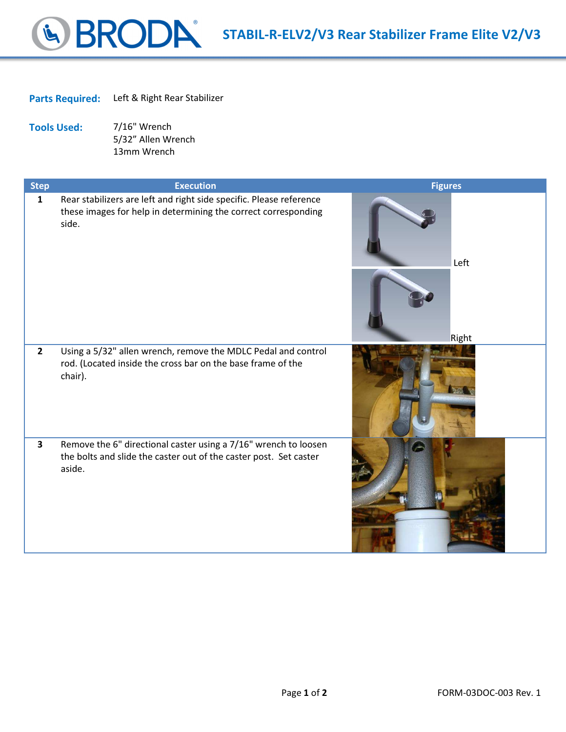# STABIL-R-ELV2/V3 Rear Stabilizer Frame Elite V2/V3

**Parts Required:** Left & Right Rear Stabilizer

**Tools Used:**
- 7/16" Wrench
- 5/32" Allen Wrench
- 13mm Wrench

| Step | Execution | Figures |
|---|---|---|
| 1 | Rear stabilizers are left and right side specific. Please reference these images for help in determining the correct corresponding side. | Left<br>Right |
| 2 | Using a 5/32" allen wrench, remove the MDLC Pedal and control rod. (Located inside the cross bar on the base frame of the chair). | |
| 3 | Remove the 6" directional caster using a 7/16" wrench to loosen the bolts and slide the caster out of the caster post. Set caster aside. | |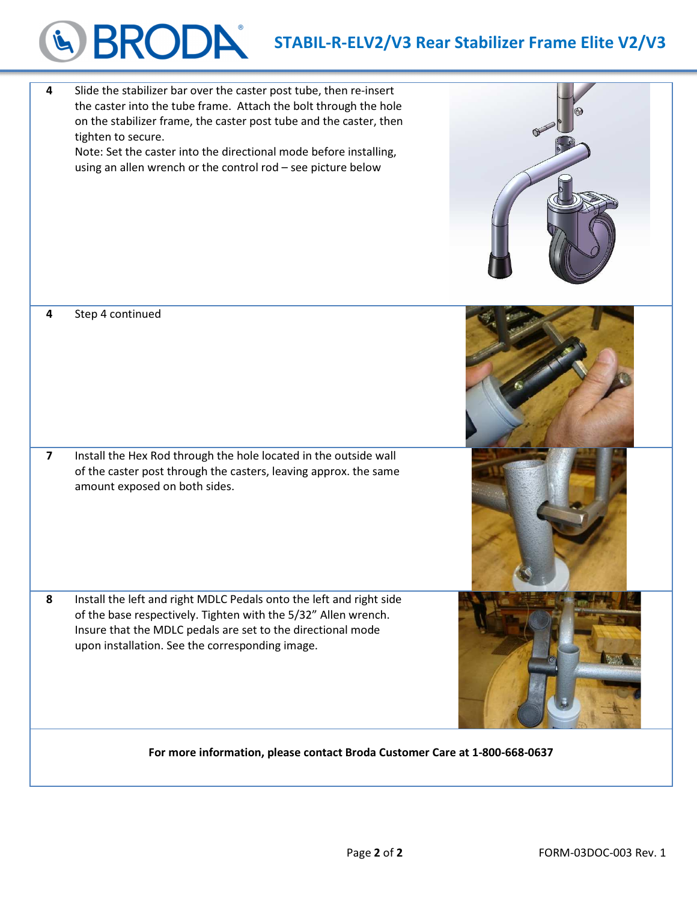| | |
|---|---|
| 4 | Slide the stabilizer bar over the caster post tube, then re-insert the caster into the tube frame. Attach the bolt through the hole on the stabilizer frame, the caster post tube and the caster, then tighten to secure.<br>Note: Set the caster into the directional mode before installing, using an allen wrench or the control rod – see picture below |
| 4 | Step 4 continued |
| 7 | Install the Hex Rod through the hole located in the outside wall of the caster post through the casters, leaving approx. the same amount exposed on both sides. |
| 8 | Install the left and right MDLC Pedals onto the left and right side of the base respectively. Tighten with the 5/32" Allen wrench. Insure that the MDLC pedals are set to the directional mode upon installation. See the corresponding image. |

**For more information, please contact Broda Customer Care at 1-800-668-0637**

FORM-03DOC-003 Rev. 1